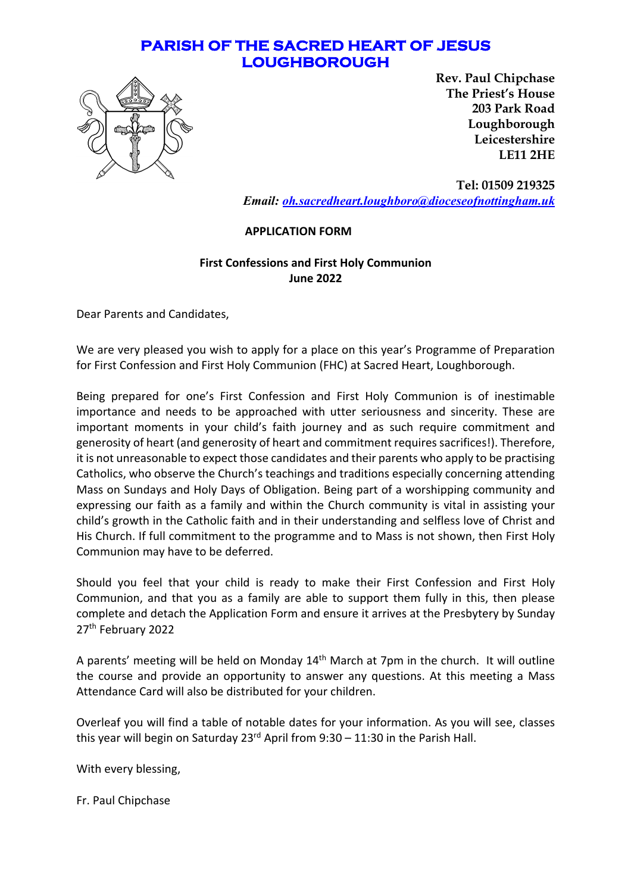# PARISH OF THE SACRED HEART OF JESUS LOUGHBOROUGH

**Rev. Paul Chipchase**
**The Priest's House**
**203 Park Road**
**Loughborough**
**Leicestershire**
**LE11 2HE**

**Tel: 01509 219325**
***Email: oh.sacredheart.loughboro@dioceseofnottingham.uk***

**APPLICATION FORM**

**First Confessions and First Holy Communion**
**June 2022**

Dear Parents and Candidates,

We are very pleased you wish to apply for a place on this year's Programme of Preparation for First Confession and First Holy Communion (FHC) at Sacred Heart, Loughborough.

Being prepared for one's First Confession and First Holy Communion is of inestimable importance and needs to be approached with utter seriousness and sincerity. These are important moments in your child's faith journey and as such require commitment and generosity of heart (and generosity of heart and commitment requires sacrifices!). Therefore, it is not unreasonable to expect those candidates and their parents who apply to be practising Catholics, who observe the Church's teachings and traditions especially concerning attending Mass on Sundays and Holy Days of Obligation. Being part of a worshipping community and expressing our faith as a family and within the Church community is vital in assisting your child's growth in the Catholic faith and in their understanding and selfless love of Christ and His Church. If full commitment to the programme and to Mass is not shown, then First Holy Communion may have to be deferred.

Should you feel that your child is ready to make their First Confession and First Holy Communion, and that you as a family are able to support them fully in this, then please complete and detach the Application Form and ensure it arrives at the Presbytery by Sunday 27th February 2022

A parents' meeting will be held on Monday 14th March at 7pm in the church. It will outline the course and provide an opportunity to answer any questions. At this meeting a Mass Attendance Card will also be distributed for your children.

Overleaf you will find a table of notable dates for your information. As you will see, classes this year will begin on Saturday 23rd April from 9:30 – 11:30 in the Parish Hall.

With every blessing,

Fr. Paul Chipchase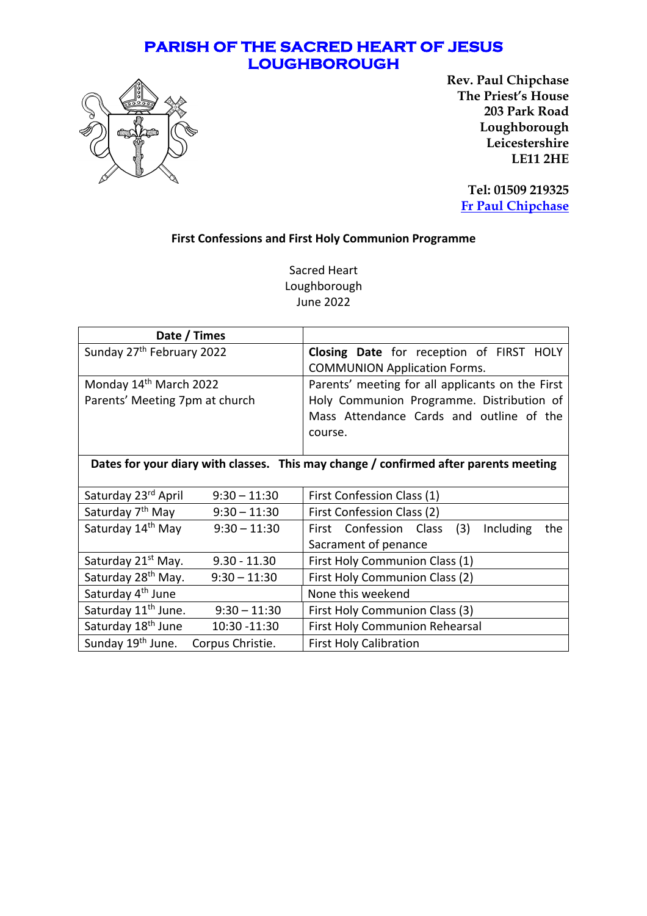# PARISH OF THE SACRED HEART OF JESUS
# LOUGHBOROUGH

**Rev. Paul Chipchase**
**The Priest's House**
**203 Park Road**
**Loughborough**
**Leicestershire**
**LE11 2HE**

**Tel: 01509 219325**
**Fr Paul Chipchase**

**First Confessions and First Holy Communion Programme**

Sacred Heart
Loughborough
June 2022

| **Date / Times** | |
|---|---|
| Sunday 27th February 2022 | **Closing Date** for reception of FIRST HOLY COMMUNION Application Forms. |
| Monday 14th March 2022<br>Parents' Meeting 7pm at church | Parents' meeting for all applicants on the First Holy Communion Programme. Distribution of Mass Attendance Cards and outline of the course. |
| **Dates for your diary with classes. This may change / confirmed after parents meeting** | |
| Saturday 23rd April 9:30 – 11:30 | First Confession Class (1) |
| Saturday 7th May 9:30 – 11:30 | First Confession Class (2) |
| Saturday 14th May 9:30 – 11:30 | First Confession Class (3) Including the Sacrament of penance |
| Saturday 21st May. 9.30 - 11.30 | First Holy Communion Class (1) |
| Saturday 28th May. 9:30 – 11:30 | First Holy Communion Class (2) |
| Saturday 4th June | None this weekend |
| Saturday 11th June. 9:30 – 11:30 | First Holy Communion Class (3) |
| Saturday 18th June 10:30 -11:30 | First Holy Communion Rehearsal |
| Sunday 19th June. Corpus Christie. | First Holy Calibration |